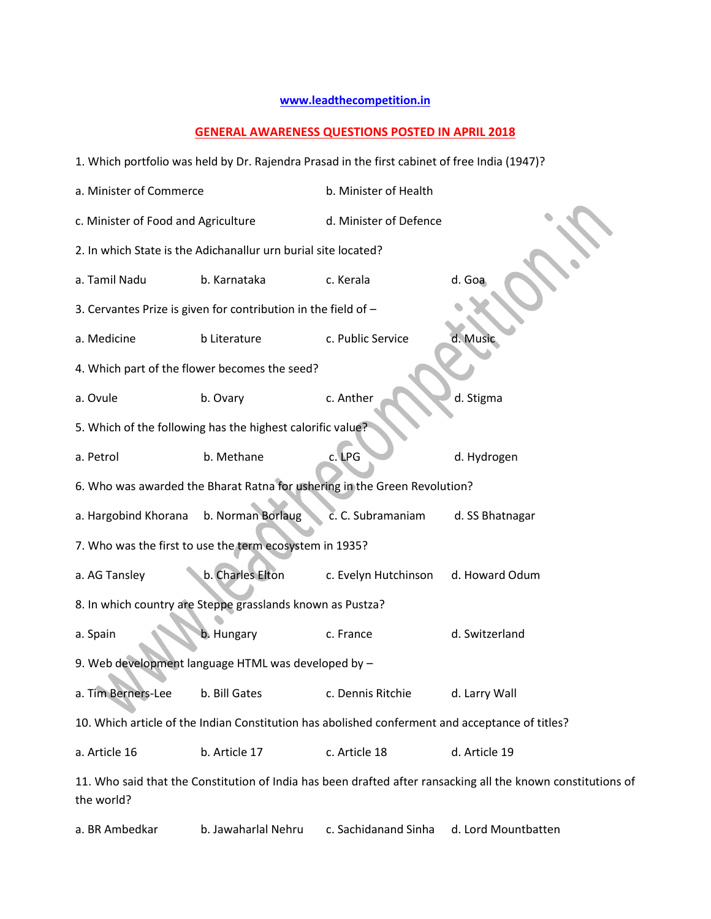**www.leadthecompetition.in**

## GENERAL AWARENESS QUESTIONS POSTED IN APRIL 2018

1. Which portfolio was held by Dr. Rajendra Prasad in the first cabinet of free India (1947)?

a. Minister of Commerce    b. Minister of Health

c. Minister of Food and Agriculture    d. Minister of Defence

2. In which State is the Adichanallur urn burial site located?

a. Tamil Nadu    b. Karnataka    c. Kerala    d. Goa

3. Cervantes Prize is given for contribution in the field of –

a. Medicine    b Literature    c. Public Service    d. Music

4. Which part of the flower becomes the seed?

a. Ovule    b. Ovary    c. Anther    d. Stigma

5. Which of the following has the highest calorific value?

a. Petrol    b. Methane    c. LPG    d. Hydrogen

6. Who was awarded the Bharat Ratna for ushering in the Green Revolution?

a. Hargobind Khorana    b. Norman Borlaug    c. C. Subramaniam    d. SS Bhatnagar

7. Who was the first to use the term ecosystem in 1935?

a. AG Tansley    b. Charles Elton    c. Evelyn Hutchinson    d. Howard Odum

8. In which country are Steppe grasslands known as Pustza?

a. Spain    b. Hungary    c. France    d. Switzerland

9. Web development language HTML was developed by –

a. Tim Berners-Lee    b. Bill Gates    c. Dennis Ritchie    d. Larry Wall

10. Which article of the Indian Constitution has abolished conferment and acceptance of titles?

a. Article 16    b. Article 17    c. Article 18    d. Article 19

11. Who said that the Constitution of India has been drafted after ransacking all the known constitutions of the world?

a. BR Ambedkar    b. Jawaharlal Nehru    c. Sachidanand Sinha    d. Lord Mountbatten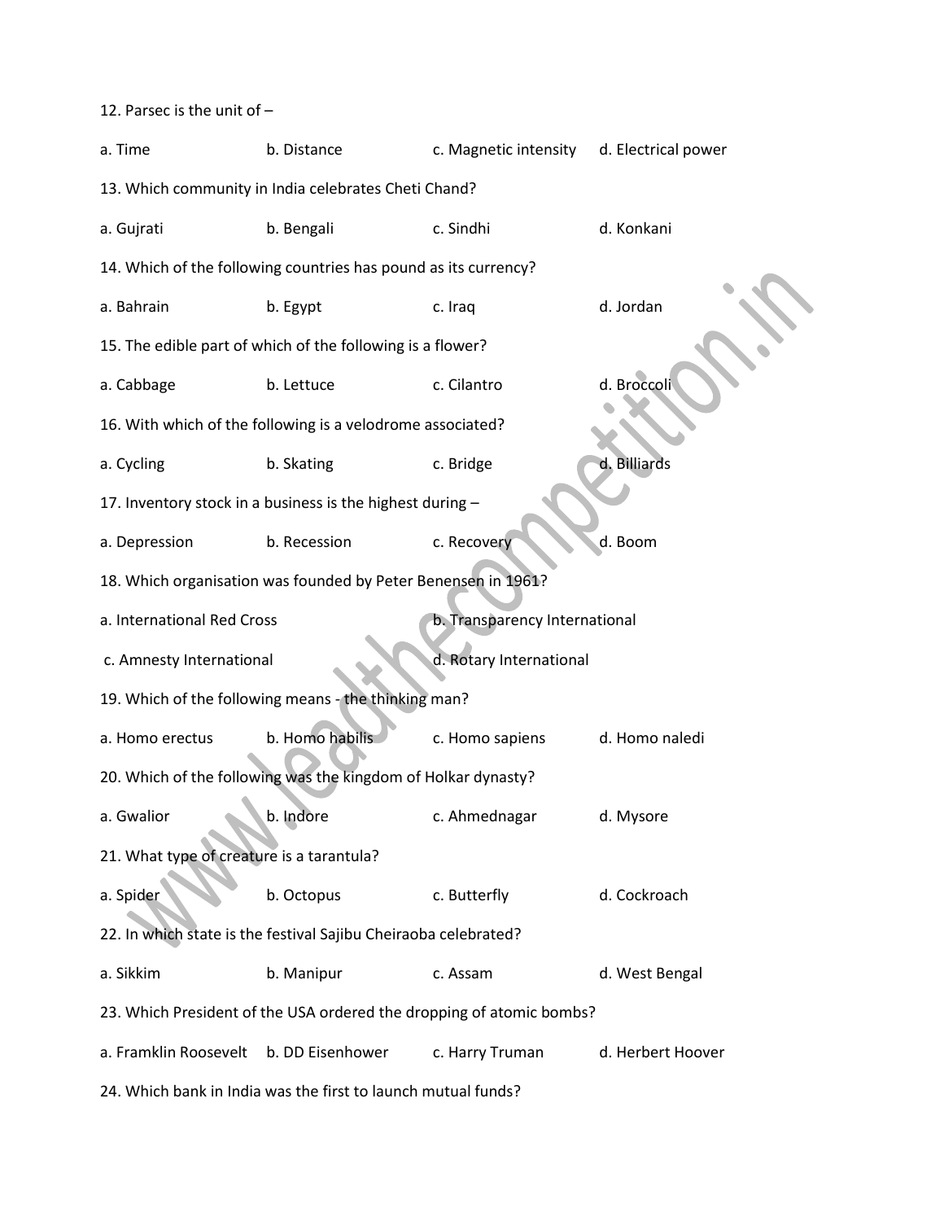12. Parsec is the unit of –

a. Time b. Distance c. Magnetic intensity d. Electrical power

13. Which community in India celebrates Cheti Chand?

a. Gujrati b. Bengali c. Sindhi d. Konkani

14. Which of the following countries has pound as its currency?

a. Bahrain b. Egypt c. Iraq d. Jordan

15. The edible part of which of the following is a flower?

a. Cabbage b. Lettuce c. Cilantro d. Broccoli

16. With which of the following is a velodrome associated?

a. Cycling b. Skating c. Bridge d. Billiards

17. Inventory stock in a business is the highest during –

a. Depression b. Recession c. Recovery d. Boom

18. Which organisation was founded by Peter Benensen in 1961?

a. International Red Cross b. Transparency International

c. Amnesty International d. Rotary International

19. Which of the following means - the thinking man?

a. Homo erectus b. Homo habilis c. Homo sapiens d. Homo naledi

20. Which of the following was the kingdom of Holkar dynasty?

a. Gwalior b. Indore c. Ahmednagar d. Mysore

21. What type of creature is a tarantula?

a. Spider b. Octopus c. Butterfly d. Cockroach

22. In which state is the festival Sajibu Cheiraoba celebrated?

a. Sikkim b. Manipur c. Assam d. West Bengal

23. Which President of the USA ordered the dropping of atomic bombs?

a. Framklin Roosevelt b. DD Eisenhower c. Harry Truman d. Herbert Hoover

24. Which bank in India was the first to launch mutual funds?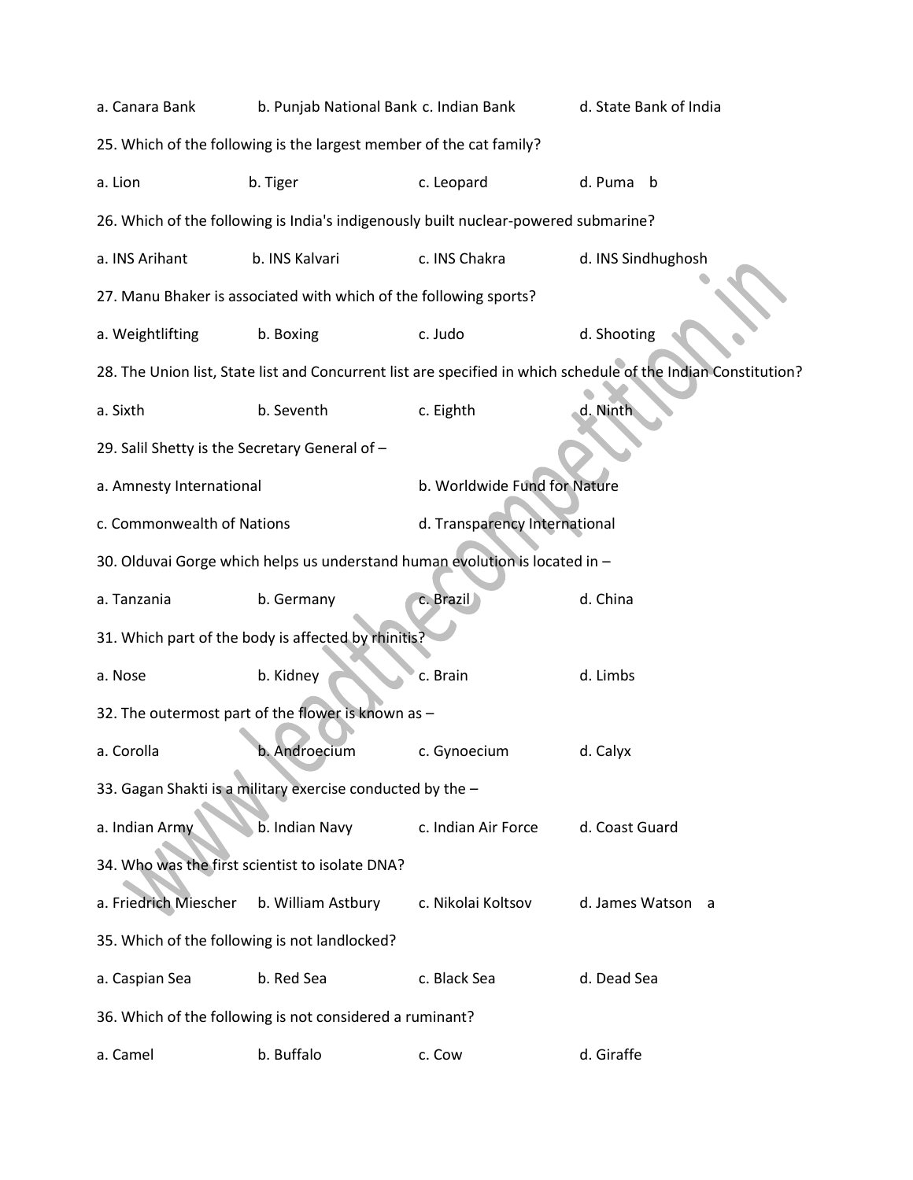a. Canara Bank b. Punjab National Bank c. Indian Bank d. State Bank of India

25. Which of the following is the largest member of the cat family?

a. Lion b. Tiger c. Leopard d. Puma b

26. Which of the following is India's indigenously built nuclear-powered submarine?

a. INS Arihant b. INS Kalvari c. INS Chakra d. INS Sindhughosh

27. Manu Bhaker is associated with which of the following sports?

a. Weightlifting b. Boxing c. Judo d. Shooting

28. The Union list, State list and Concurrent list are specified in which schedule of the Indian Constitution?

a. Sixth b. Seventh c. Eighth d. Ninth

29. Salil Shetty is the Secretary General of –

a. Amnesty International b. Worldwide Fund for Nature

c. Commonwealth of Nations d. Transparency International

30. Olduvai Gorge which helps us understand human evolution is located in –

a. Tanzania b. Germany c. Brazil d. China

31. Which part of the body is affected by rhinitis?

a. Nose b. Kidney c. Brain d. Limbs

32. The outermost part of the flower is known as –

a. Corolla b. Androecium c. Gynoecium d. Calyx

33. Gagan Shakti is a military exercise conducted by the –

a. Indian Army b. Indian Navy c. Indian Air Force d. Coast Guard

34. Who was the first scientist to isolate DNA?

a. Friedrich Miescher b. William Astbury c. Nikolai Koltsov d. James Watson a

35. Which of the following is not landlocked?

a. Caspian Sea b. Red Sea c. Black Sea d. Dead Sea

36. Which of the following is not considered a ruminant?

a. Camel b. Buffalo c. Cow d. Giraffe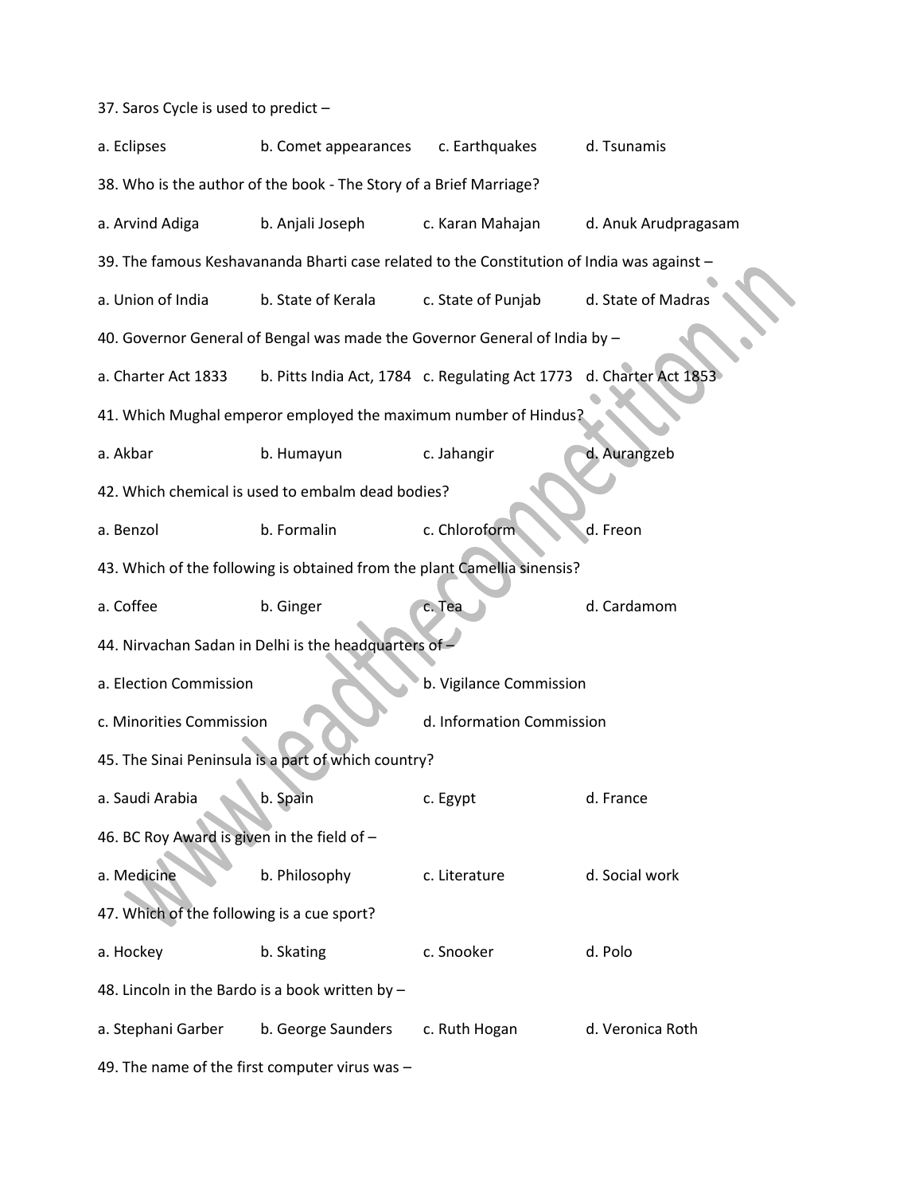37. Saros Cycle is used to predict –

a. Eclipses b. Comet appearances c. Earthquakes d. Tsunamis

38. Who is the author of the book - The Story of a Brief Marriage?

a. Arvind Adiga b. Anjali Joseph c. Karan Mahajan d. Anuk Arudpragasam

39. The famous Keshavananda Bharti case related to the Constitution of India was against –

a. Union of India b. State of Kerala c. State of Punjab d. State of Madras

40. Governor General of Bengal was made the Governor General of India by –

a. Charter Act 1833 b. Pitts India Act, 1784 c. Regulating Act 1773 d. Charter Act 1853

41. Which Mughal emperor employed the maximum number of Hindus?

a. Akbar b. Humayun c. Jahangir d. Aurangzeb

42. Which chemical is used to embalm dead bodies?

a. Benzol b. Formalin c. Chloroform d. Freon

43. Which of the following is obtained from the plant Camellia sinensis?

a. Coffee b. Ginger c. Tea d. Cardamom

44. Nirvachan Sadan in Delhi is the headquarters of –

a. Election Commission b. Vigilance Commission

c. Minorities Commission d. Information Commission

45. The Sinai Peninsula is a part of which country?

a. Saudi Arabia b. Spain c. Egypt d. France

46. BC Roy Award is given in the field of –

a. Medicine b. Philosophy c. Literature d. Social work

47. Which of the following is a cue sport?

a. Hockey b. Skating c. Snooker d. Polo

48. Lincoln in the Bardo is a book written by –

a. Stephani Garber b. George Saunders c. Ruth Hogan d. Veronica Roth

49. The name of the first computer virus was –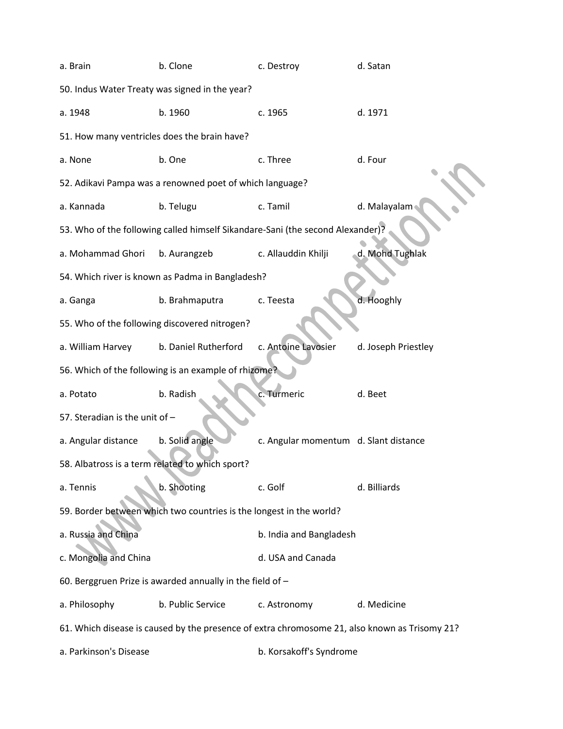a. Brain b. Clone c. Destroy d. Satan

50. Indus Water Treaty was signed in the year?

a. 1948 b. 1960 c. 1965 d. 1971

51. How many ventricles does the brain have?

a. None b. One c. Three d. Four

52. Adikavi Pampa was a renowned poet of which language?

a. Kannada b. Telugu c. Tamil d. Malayalam

53. Who of the following called himself Sikandare-Sani (the second Alexander)?

a. Mohammad Ghori b. Aurangzeb c. Allauddin Khilji d. Mohd Tughlak

54. Which river is known as Padma in Bangladesh?

a. Ganga b. Brahmaputra c. Teesta d. Hooghly

55. Who of the following discovered nitrogen?

a. William Harvey b. Daniel Rutherford c. Antoine Lavosier d. Joseph Priestley

56. Which of the following is an example of rhizome?

a. Potato b. Radish c. Turmeric d. Beet

57. Steradian is the unit of –

a. Angular distance b. Solid angle c. Angular momentum d. Slant distance

58. Albatross is a term related to which sport?

a. Tennis b. Shooting c. Golf d. Billiards

59. Border between which two countries is the longest in the world?

a. Russia and China b. India and Bangladesh

c. Mongolia and China d. USA and Canada

60. Berggruen Prize is awarded annually in the field of –

a. Philosophy b. Public Service c. Astronomy d. Medicine

61. Which disease is caused by the presence of extra chromosome 21, also known as Trisomy 21?

a. Parkinson's Disease b. Korsakoff's Syndrome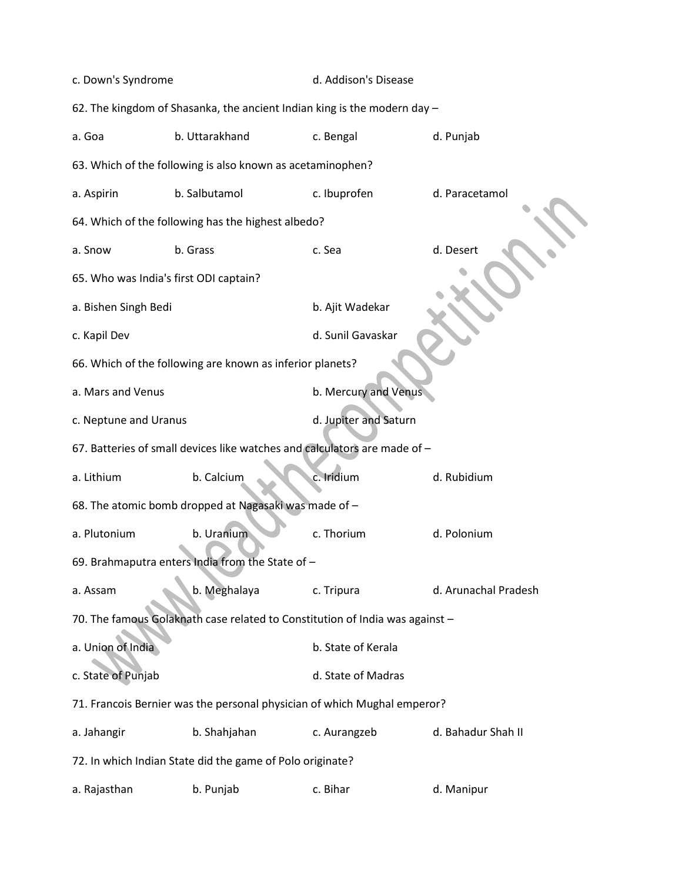c. Down's Syndrome d. Addison's Disease

62. The kingdom of Shasanka, the ancient Indian king is the modern day –

a. Goa b. Uttarakhand c. Bengal d. Punjab

63. Which of the following is also known as acetaminophen?

a. Aspirin b. Salbutamol c. Ibuprofen d. Paracetamol

64. Which of the following has the highest albedo?

a. Snow b. Grass c. Sea d. Desert

65. Who was India's first ODI captain?

a. Bishen Singh Bedi b. Ajit Wadekar

c. Kapil Dev d. Sunil Gavaskar

66. Which of the following are known as inferior planets?

a. Mars and Venus b. Mercury and Venus

c. Neptune and Uranus d. Jupiter and Saturn

67. Batteries of small devices like watches and calculators are made of –

a. Lithium b. Calcium c. Iridium d. Rubidium

68. The atomic bomb dropped at Nagasaki was made of –

a. Plutonium b. Uranium c. Thorium d. Polonium

69. Brahmaputra enters India from the State of –

a. Assam b. Meghalaya c. Tripura d. Arunachal Pradesh

70. The famous Golaknath case related to Constitution of India was against –

a. Union of India b. State of Kerala

c. State of Punjab d. State of Madras

71. Francois Bernier was the personal physician of which Mughal emperor?

a. Jahangir b. Shahjahan c. Aurangzeb d. Bahadur Shah II

72. In which Indian State did the game of Polo originate?

a. Rajasthan b. Punjab c. Bihar d. Manipur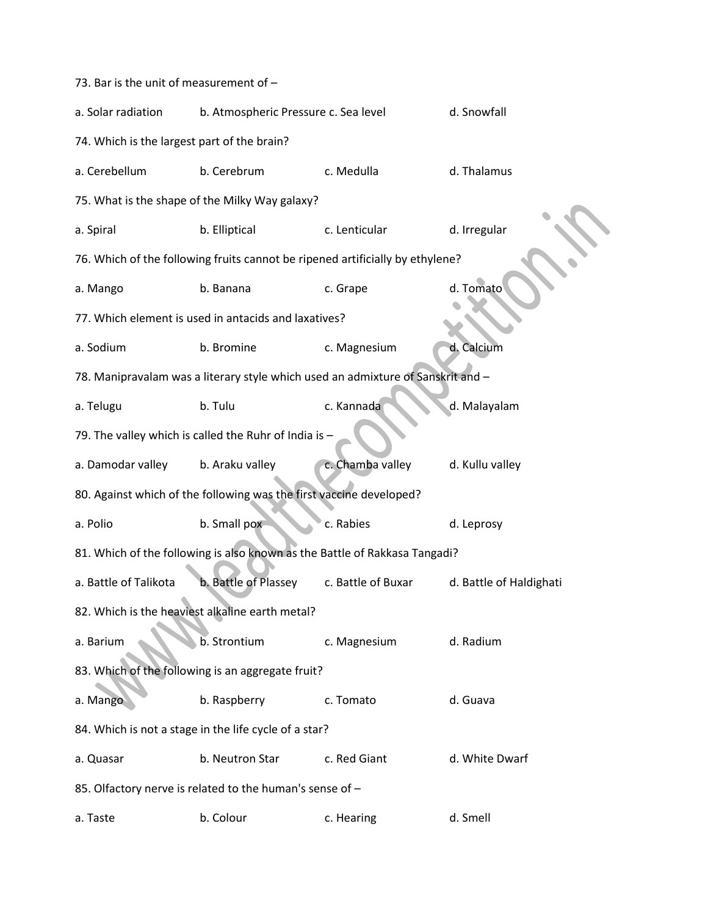73. Bar is the unit of measurement of –

a. Solar radiation b. Atmospheric Pressure c. Sea level d. Snowfall

74. Which is the largest part of the brain?

a. Cerebellum b. Cerebrum c. Medulla d. Thalamus

75. What is the shape of the Milky Way galaxy?

a. Spiral b. Elliptical c. Lenticular d. Irregular

76. Which of the following fruits cannot be ripened artificially by ethylene?

a. Mango b. Banana c. Grape d. Tomato

77. Which element is used in antacids and laxatives?

a. Sodium b. Bromine c. Magnesium d. Calcium

78. Manipravalam was a literary style which used an admixture of Sanskrit and –

a. Telugu b. Tulu c. Kannada d. Malayalam

79. The valley which is called the Ruhr of India is –

a. Damodar valley b. Araku valley c. Chamba valley d. Kullu valley

80. Against which of the following was the first vaccine developed?

a. Polio b. Small pox c. Rabies d. Leprosy

81. Which of the following is also known as the Battle of Rakkasa Tangadi?

a. Battle of Talikota b. Battle of Plassey c. Battle of Buxar d. Battle of Haldighati

82. Which is the heaviest alkaline earth metal?

a. Barium b. Strontium c. Magnesium d. Radium

83. Which of the following is an aggregate fruit?

a. Mango b. Raspberry c. Tomato d. Guava

84. Which is not a stage in the life cycle of a star?

a. Quasar b. Neutron Star c. Red Giant d. White Dwarf

85. Olfactory nerve is related to the human's sense of –

a. Taste b. Colour c. Hearing d. Smell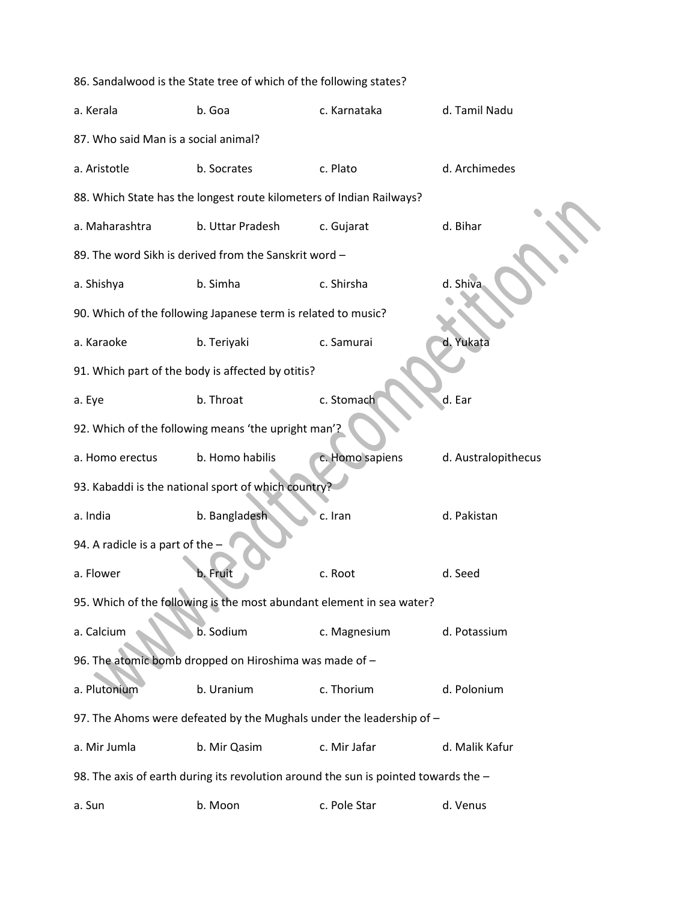86. Sandalwood is the State tree of which of the following states?

a. Kerala b. Goa c. Karnataka d. Tamil Nadu

87. Who said Man is a social animal?

a. Aristotle b. Socrates c. Plato d. Archimedes

88. Which State has the longest route kilometers of Indian Railways?

a. Maharashtra b. Uttar Pradesh c. Gujarat d. Bihar

89. The word Sikh is derived from the Sanskrit word –

a. Shishya b. Simha c. Shirsha d. Shiva

90. Which of the following Japanese term is related to music?

a. Karaoke b. Teriyaki c. Samurai d. Yukata

91. Which part of the body is affected by otitis?

a. Eye b. Throat c. Stomach d. Ear

92. Which of the following means 'the upright man'?

a. Homo erectus b. Homo habilis c. Homo sapiens d. Australopithecus

93. Kabaddi is the national sport of which country?

a. India b. Bangladesh c. Iran d. Pakistan

94. A radicle is a part of the –

a. Flower b. Fruit c. Root d. Seed

95. Which of the following is the most abundant element in sea water?

a. Calcium b. Sodium c. Magnesium d. Potassium

96. The atomic bomb dropped on Hiroshima was made of –

a. Plutonium b. Uranium c. Thorium d. Polonium

97. The Ahoms were defeated by the Mughals under the leadership of –

a. Mir Jumla b. Mir Qasim c. Mir Jafar d. Malik Kafur

98. The axis of earth during its revolution around the sun is pointed towards the –

a. Sun b. Moon c. Pole Star d. Venus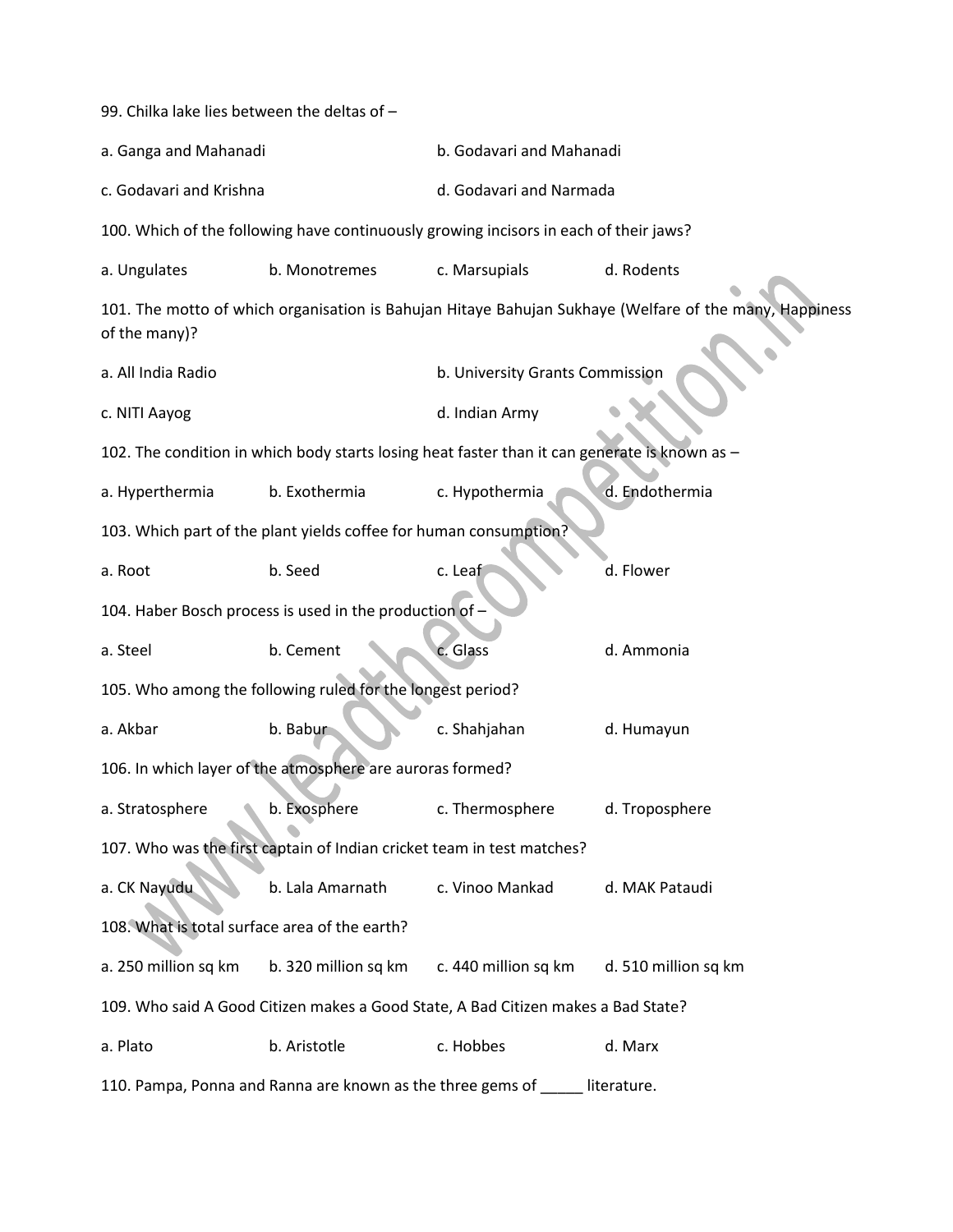99. Chilka lake lies between the deltas of –

a. Ganga and Mahanadi

b. Godavari and Mahanadi

c. Godavari and Krishna

d. Godavari and Narmada

100. Which of the following have continuously growing incisors in each of their jaws?

a. Ungulates

b. Monotremes

c. Marsupials

d. Rodents

101. The motto of which organisation is Bahujan Hitaye Bahujan Sukhaye (Welfare of the many, Happiness of the many)?

a. All India Radio

b. University Grants Commission

c. NITI Aayog

d. Indian Army

102. The condition in which body starts losing heat faster than it can generate is known as –

a. Hyperthermia

b. Exothermia

c. Hypothermia

d. Endothermia

103. Which part of the plant yields coffee for human consumption?

a. Root

b. Seed

c. Leaf

d. Flower

104. Haber Bosch process is used in the production of –

a. Steel

b. Cement

c. Glass

d. Ammonia

105. Who among the following ruled for the longest period?

a. Akbar

b. Babur

c. Shahjahan

d. Humayun

106. In which layer of the atmosphere are auroras formed?

a. Stratosphere

b. Exosphere

c. Thermosphere

d. Troposphere

107. Who was the first captain of Indian cricket team in test matches?

a. CK Nayudu

b. Lala Amarnath

c. Vinoo Mankad

d. MAK Pataudi

108. What is total surface area of the earth?

a. 250 million sq km

b. 320 million sq km

c. 440 million sq km

d. 510 million sq km

109. Who said A Good Citizen makes a Good State, A Bad Citizen makes a Bad State?

a. Plato

b. Aristotle

c. Hobbes

d. Marx

110. Pampa, Ponna and Ranna are known as the three gems of _____ literature.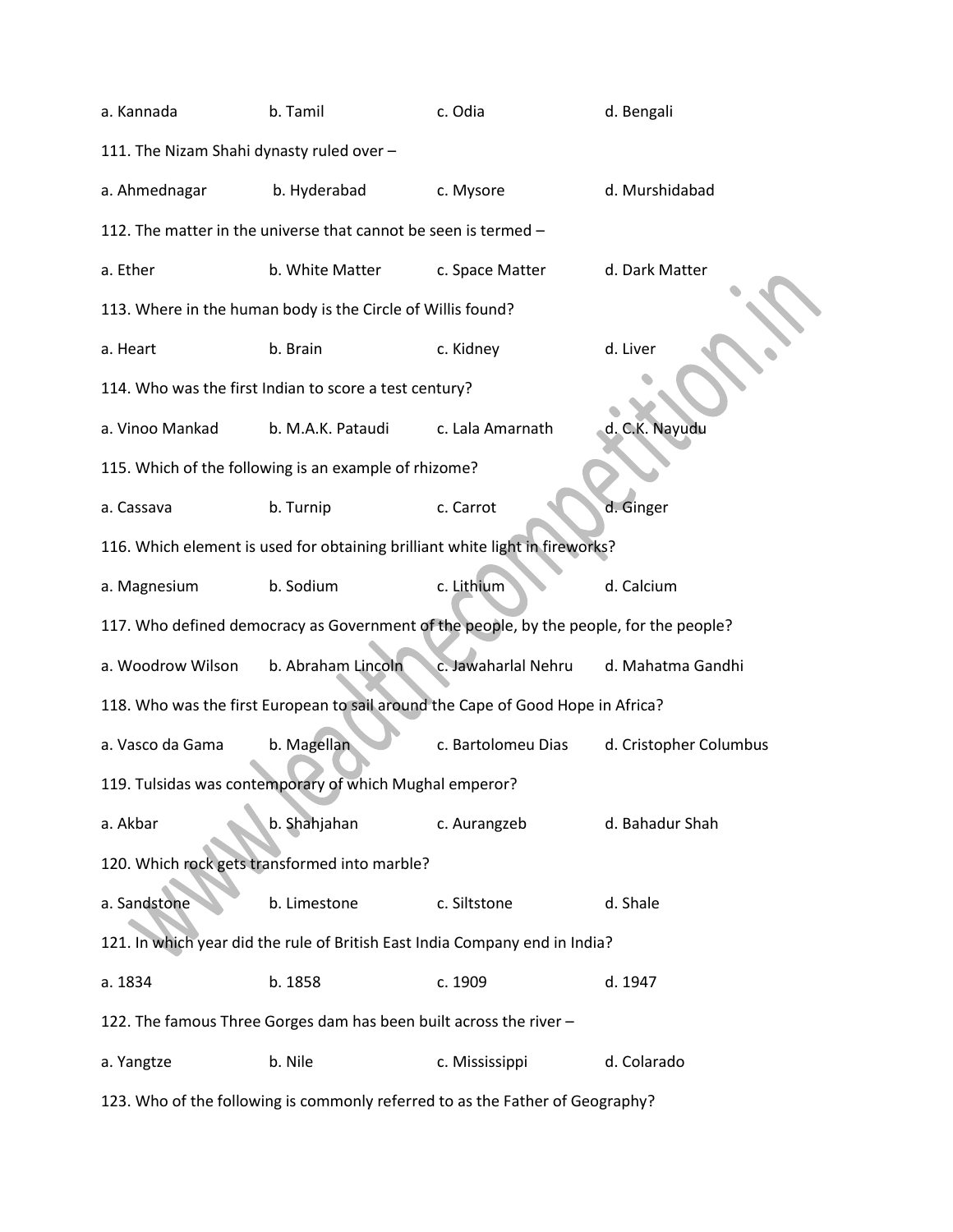a. Kannada b. Tamil c. Odia d. Bengali

111. The Nizam Shahi dynasty ruled over –

a. Ahmednagar b. Hyderabad c. Mysore d. Murshidabad

112. The matter in the universe that cannot be seen is termed –

a. Ether b. White Matter c. Space Matter d. Dark Matter

113. Where in the human body is the Circle of Willis found?

a. Heart b. Brain c. Kidney d. Liver

114. Who was the first Indian to score a test century?

a. Vinoo Mankad b. M.A.K. Pataudi c. Lala Amarnath d. C.K. Nayudu

115. Which of the following is an example of rhizome?

a. Cassava b. Turnip c. Carrot d. Ginger

116. Which element is used for obtaining brilliant white light in fireworks?

a. Magnesium b. Sodium c. Lithium d. Calcium

117. Who defined democracy as Government of the people, by the people, for the people?

a. Woodrow Wilson b. Abraham Lincoln c. Jawaharlal Nehru d. Mahatma Gandhi

118. Who was the first European to sail around the Cape of Good Hope in Africa?

a. Vasco da Gama b. Magellan c. Bartolomeu Dias d. Cristopher Columbus

119. Tulsidas was contemporary of which Mughal emperor?

a. Akbar b. Shahjahan c. Aurangzeb d. Bahadur Shah

120. Which rock gets transformed into marble?

a. Sandstone b. Limestone c. Siltstone d. Shale

121. In which year did the rule of British East India Company end in India?

a. 1834 b. 1858 c. 1909 d. 1947

122. The famous Three Gorges dam has been built across the river –

a. Yangtze b. Nile c. Mississippi d. Colarado

123. Who of the following is commonly referred to as the Father of Geography?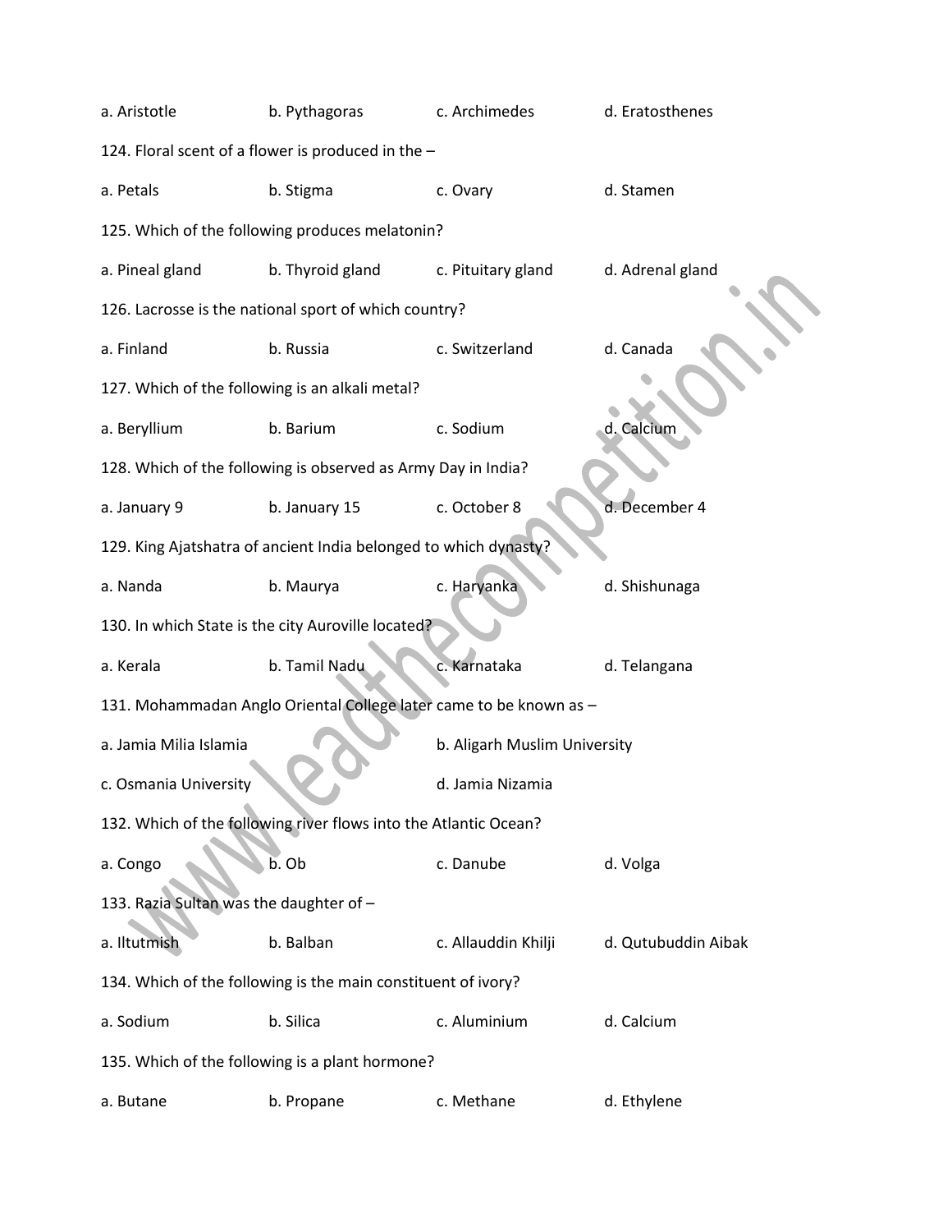a. Aristotle b. Pythagoras c. Archimedes d. Eratosthenes

124. Floral scent of a flower is produced in the –

a. Petals b. Stigma c. Ovary d. Stamen

125. Which of the following produces melatonin?

a. Pineal gland b. Thyroid gland c. Pituitary gland d. Adrenal gland

126. Lacrosse is the national sport of which country?

a. Finland b. Russia c. Switzerland d. Canada

127. Which of the following is an alkali metal?

a. Beryllium b. Barium c. Sodium d. Calcium

128. Which of the following is observed as Army Day in India?

a. January 9 b. January 15 c. October 8 d. December 4

129. King Ajatshatra of ancient India belonged to which dynasty?

a. Nanda b. Maurya c. Haryanka d. Shishunaga

130. In which State is the city Auroville located?

a. Kerala b. Tamil Nadu c. Karnataka d. Telangana

131. Mohammadan Anglo Oriental College later came to be known as –

a. Jamia Milia Islamia b. Aligarh Muslim University

c. Osmania University d. Jamia Nizamia

132. Which of the following river flows into the Atlantic Ocean?

a. Congo b. Ob c. Danube d. Volga

133. Razia Sultan was the daughter of –

a. Iltutmish b. Balban c. Allauddin Khilji d. Qutubuddin Aibak

134. Which of the following is the main constituent of ivory?

a. Sodium b. Silica c. Aluminium d. Calcium

135. Which of the following is a plant hormone?

a. Butane b. Propane c. Methane d. Ethylene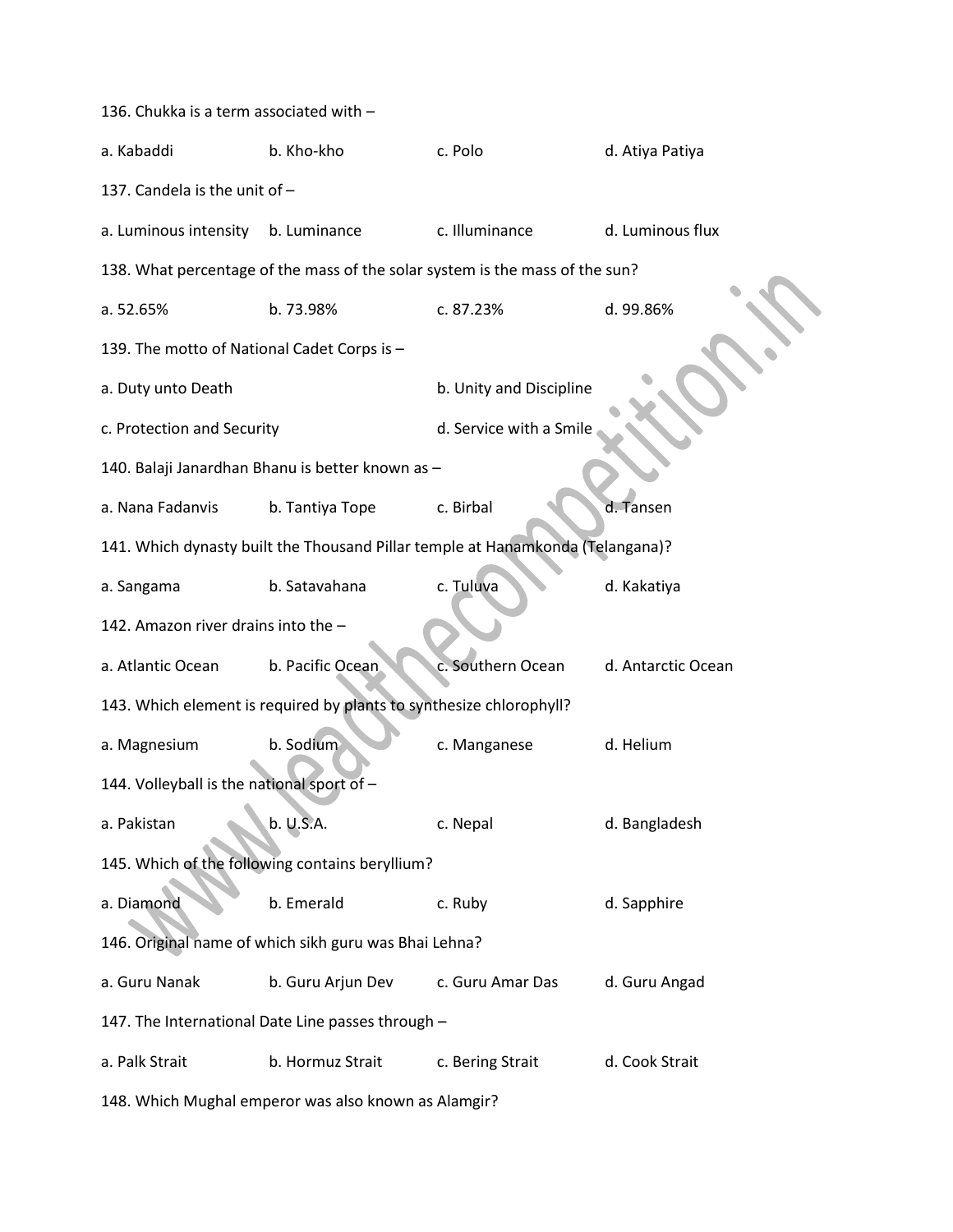136. Chukka is a term associated with –

a. Kabaddi b. Kho-kho c. Polo d. Atiya Patiya

137. Candela is the unit of –

a. Luminous intensity b. Luminance c. Illuminance d. Luminous flux

138. What percentage of the mass of the solar system is the mass of the sun?

a. 52.65% b. 73.98% c. 87.23% d. 99.86%

139. The motto of National Cadet Corps is –

a. Duty unto Death b. Unity and Discipline

c. Protection and Security d. Service with a Smile

140. Balaji Janardhan Bhanu is better known as –

a. Nana Fadanvis b. Tantiya Tope c. Birbal d. Tansen

141. Which dynasty built the Thousand Pillar temple at Hanamkonda (Telangana)?

a. Sangama b. Satavahana c. Tuluva d. Kakatiya

142. Amazon river drains into the –

a. Atlantic Ocean b. Pacific Ocean c. Southern Ocean d. Antarctic Ocean

143. Which element is required by plants to synthesize chlorophyll?

a. Magnesium b. Sodium c. Manganese d. Helium

144. Volleyball is the national sport of –

a. Pakistan b. U.S.A. c. Nepal d. Bangladesh

145. Which of the following contains beryllium?

a. Diamond b. Emerald c. Ruby d. Sapphire

146. Original name of which sikh guru was Bhai Lehna?

a. Guru Nanak b. Guru Arjun Dev c. Guru Amar Das d. Guru Angad

147. The International Date Line passes through –

a. Palk Strait b. Hormuz Strait c. Bering Strait d. Cook Strait

148. Which Mughal emperor was also known as Alamgir?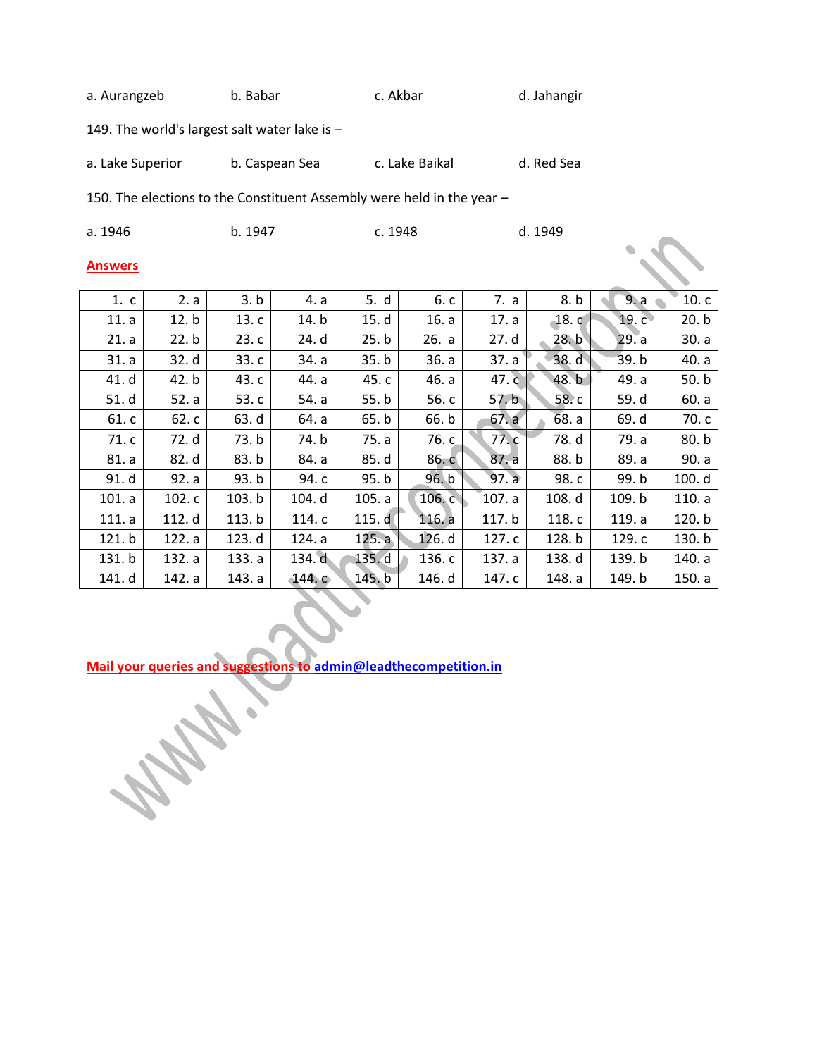a. Aurangzeb b. Babar c. Akbar d. Jahangir

149. The world's largest salt water lake is –

a. Lake Superior b. Caspean Sea c. Lake Baikal d. Red Sea

150. The elections to the Constituent Assembly were held in the year –

a. 1946 b. 1947 c. 1948 d. 1949

## Answers

| | | | | | | | | | |
|---|---|---|---|---|---|---|---|---|---|
| 1. c | 2. a | 3. b | 4. a | 5. d | 6. c | 7. a | 8. b | 9. a | 10. c |
| 11. a | 12. b | 13. c | 14. b | 15. d | 16. a | 17. a | 18. c | 19. c | 20. b |
| 21. a | 22. b | 23. c | 24. d | 25. b | 26. a | 27. d | 28. b | 29. a | 30. a |
| 31. a | 32. d | 33. c | 34. a | 35. b | 36. a | 37. a | 38. d | 39. b | 40. a |
| 41. d | 42. b | 43. c | 44. a | 45. c | 46. a | 47. c | 48. b | 49. a | 50. b |
| 51. d | 52. a | 53. c | 54. a | 55. b | 56. c | 57. b | 58. c | 59. d | 60. a |
| 61. c | 62. c | 63. d | 64. a | 65. b | 66. b | 67. a | 68. a | 69. d | 70. c |
| 71. c | 72. d | 73. b | 74. b | 75. a | 76. c | 77. c | 78. d | 79. a | 80. b |
| 81. a | 82. d | 83. b | 84. a | 85. d | 86. c | 87. a | 88. b | 89. a | 90. a |
| 91. d | 92. a | 93. b | 94. c | 95. b | 96. b | 97. a | 98. c | 99. b | 100. d |
| 101. a | 102. c | 103. b | 104. d | 105. a | 106. c | 107. a | 108. d | 109. b | 110. a |
| 111. a | 112. d | 113. b | 114. c | 115. d | 116. a | 117. b | 118. c | 119. a | 120. b |
| 121. b | 122. a | 123. d | 124. a | 125. a | 126. d | 127. c | 128. b | 129. c | 130. b |
| 131. b | 132. a | 133. a | 134. d | 135. d | 136. c | 137. a | 138. d | 139. b | 140. a |
| 141. d | 142. a | 143. a | 144. c | 145. b | 146. d | 147. c | 148. a | 149. b | 150. a |

Mail your queries and suggestions to admin@leadthecompetition.in